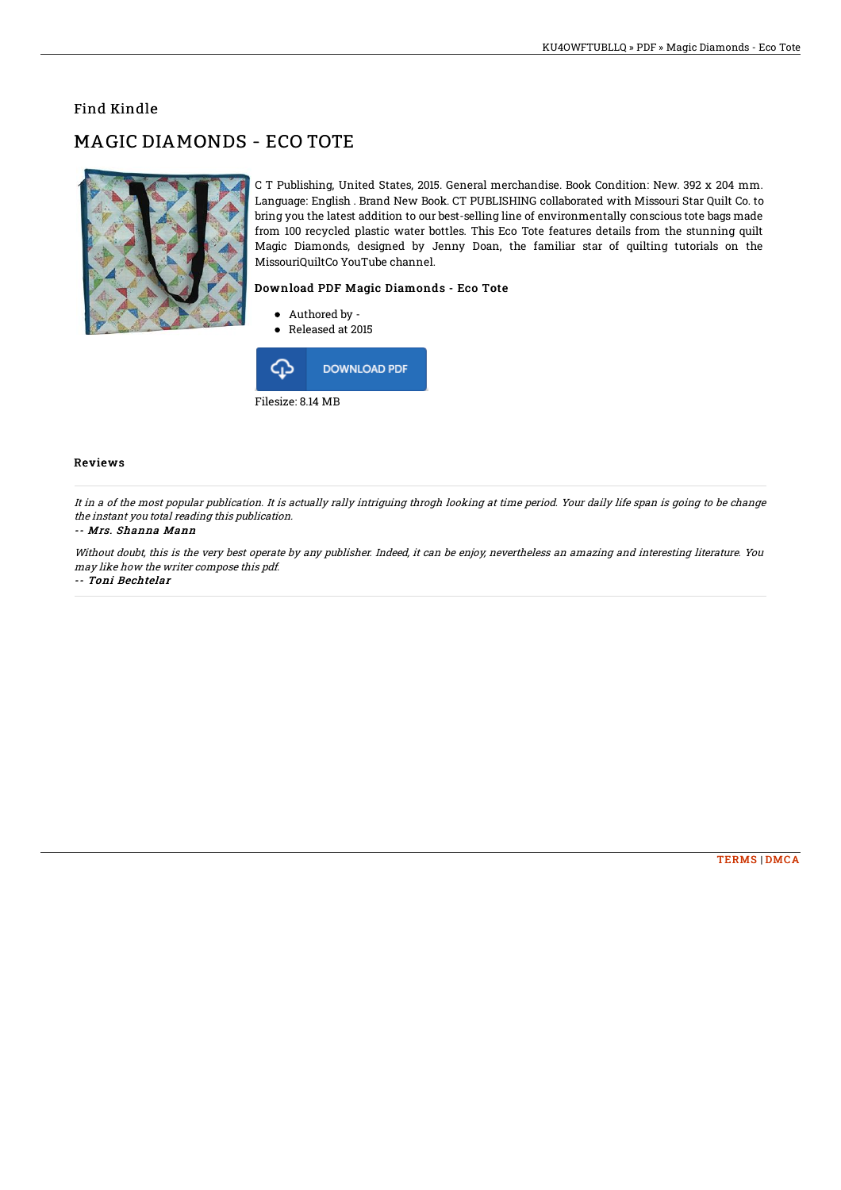## Find Kindle

# MAGIC DIAMONDS - ECO TOTE

C T Publishing, United States, 2015. General merchandise. Book Condition: New. 392 x 204 mm. Language: English . Brand New Book. CT PUBLISHING collaborated with Missouri Star Quilt Co. to bring you the latest addition to our best-selling line of environmentally conscious tote bags made from 100 recycled plastic water bottles. This Eco Tote features details from the stunning quilt Magic Diamonds, designed by Jenny Doan, the familiar star of quilting tutorials on the MissouriQuiltCo YouTube channel.

### Download PDF Magic Diamonds - Eco Tote

- Authored by -
- Released at 2015

DOWNLOAD PDF

Filesize: 8.14 MB

### Reviews

*It in a of the most popular publication. It is actually rally intriguing throgh looking at time period. Your daily life span is going to be change the instant you total reading this publication.*

*-- Mrs. Shanna Mann*

*Without doubt, this is the very best operate by any publisher. Indeed, it can be enjoy, nevertheless an amazing and interesting literature. You may like how the writer compose this pdf.*

*-- Toni Bechtelar*

TERMS | DMCA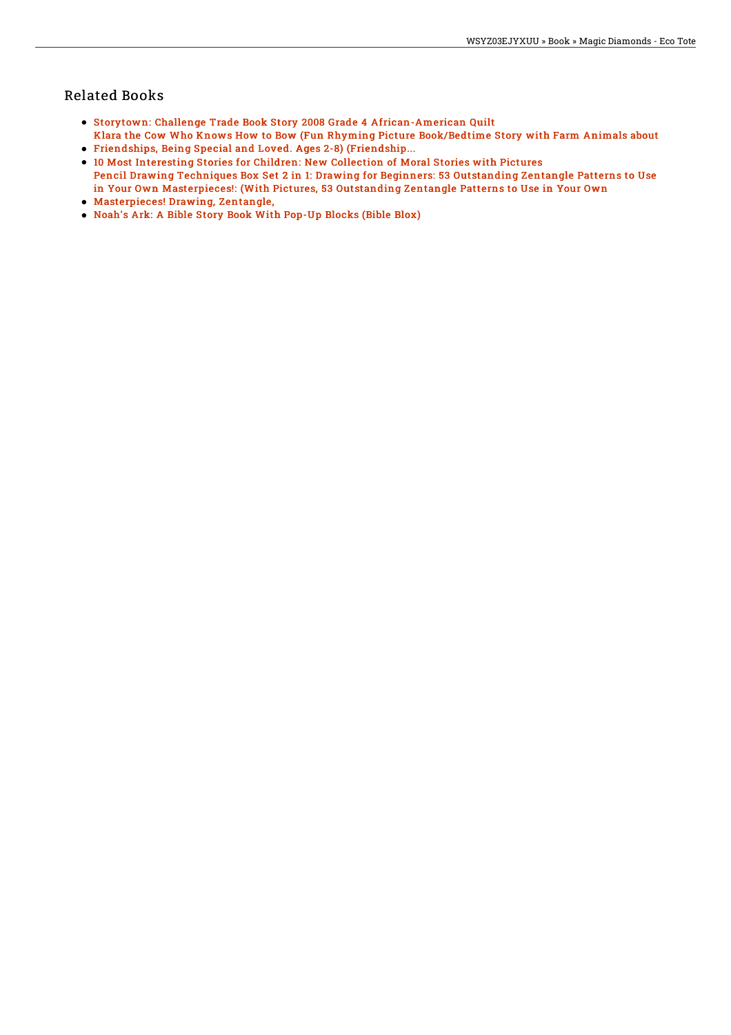## Related Books

- Storytown: Challenge Trade Book Story 2008 Grade 4 African-American Quilt
- Klara the Cow Who Knows How to Bow (Fun Rhyming Picture Book/Bedtime Story with Farm Animals about Friendships, Being Special and Loved. Ages 2-8) (Friendship...
- 10 Most Interesting Stories for Children: New Collection of Moral Stories with Pictures
- Pencil Drawing Techniques Box Set 2 in 1: Drawing for Beginners: 53 Outstanding Zentangle Patterns to Use in Your Own Masterpieces!: (With Pictures, 53 Outstanding Zentangle Patterns to Use in Your Own Masterpieces! Drawing, Zentangle,
- Noah's Ark: A Bible Story Book With Pop-Up Blocks (Bible Blox)